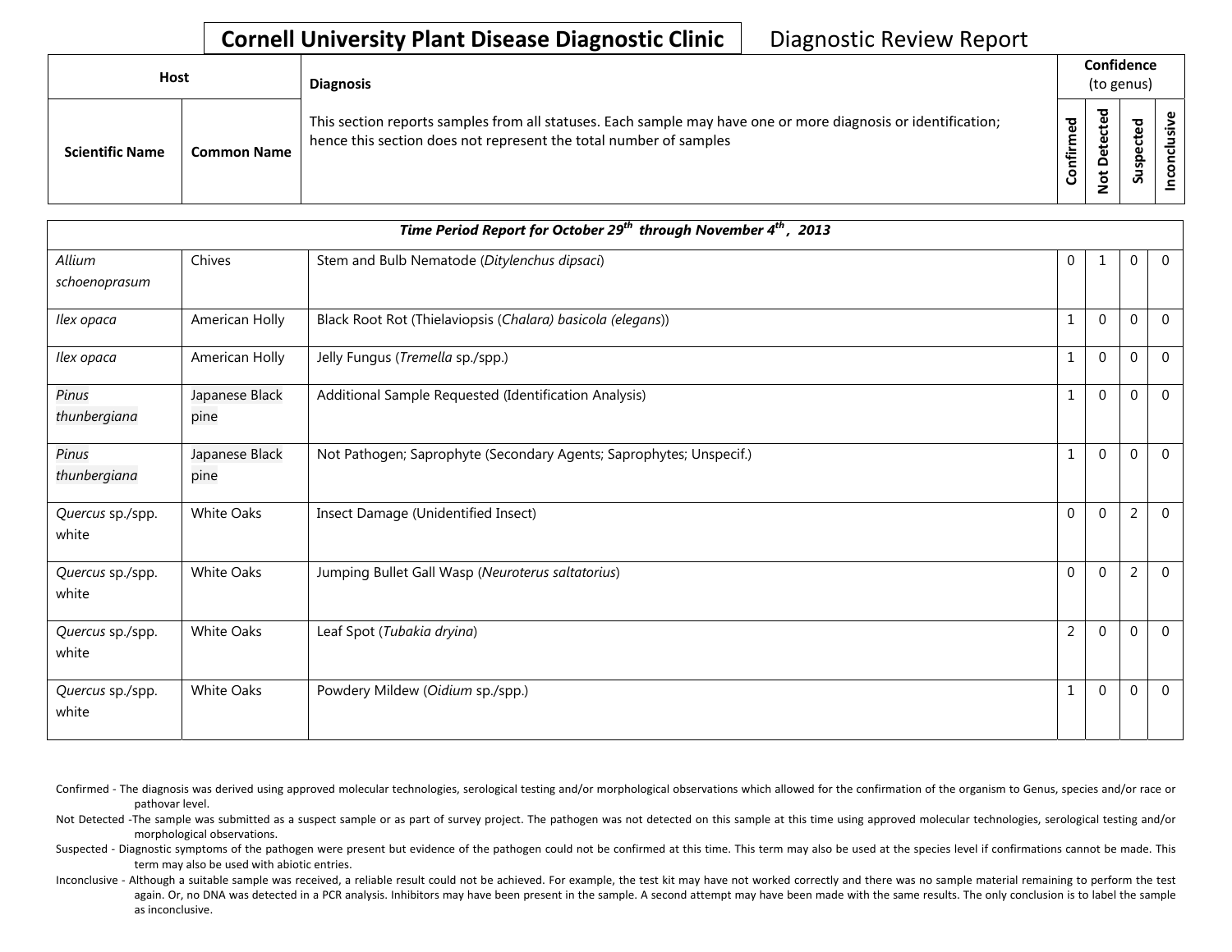# Cornell University Plant Disease Diagnostic Clinic

Diagnostic Review Report

| Host | | Diagnosis | Confidence (to genus) | | | |
|---|---|---|---|---|---|---|
| Scientific Name | Common Name | This section reports samples from all statuses. Each sample may have one or more diagnosis or identification; hence this section does not represent the total number of samples | Confirmed | Not Detected | Suspected | Inconclusive |
| ***Time Period Report for October 29th through November 4th, 2013*** | | | | | | |
| *Allium schoenoprasum* | Chives | Stem and Bulb Nematode (*Ditylenchus dipsaci*) | 0 | 1 | 0 | 0 |
| *Ilex opaca* | American Holly | Black Root Rot (Thielaviopsis (*Chalara*) *basicola (elegans*)) | 1 | 0 | 0 | 0 |
| *Ilex opaca* | American Holly | Jelly Fungus (*Tremella* sp./spp.) | 1 | 0 | 0 | 0 |
| *Pinus thunbergiana* | Japanese Black pine | Additional Sample Requested (Identification Analysis) | 1 | 0 | 0 | 0 |
| *Pinus thunbergiana* | Japanese Black pine | Not Pathogen; Saprophyte (Secondary Agents; Saprophytes; Unspecif.) | 1 | 0 | 0 | 0 |
| *Quercus* sp./spp. white | White Oaks | Insect Damage (Unidentified Insect) | 0 | 0 | 2 | 0 |
| *Quercus* sp./spp. white | White Oaks | Jumping Bullet Gall Wasp (*Neuroterus saltatorius*) | 0 | 0 | 2 | 0 |
| *Quercus* sp./spp. white | White Oaks | Leaf Spot (*Tubakia dryina*) | 2 | 0 | 0 | 0 |
| *Quercus* sp./spp. white | White Oaks | Powdery Mildew (*Oidium* sp./spp.) | 1 | 0 | 0 | 0 |

Confirmed - The diagnosis was derived using approved molecular technologies, serological testing and/or morphological observations which allowed for the confirmation of the organism to Genus, species and/or race or pathovar level.

Not Detected -The sample was submitted as a suspect sample or as part of survey project. The pathogen was not detected on this sample at this time using approved molecular technologies, serological testing and/or morphological observations.

Suspected - Diagnostic symptoms of the pathogen were present but evidence of the pathogen could not be confirmed at this time. This term may also be used at the species level if confirmations cannot be made. This term may also be used with abiotic entries.

Inconclusive - Although a suitable sample was received, a reliable result could not be achieved. For example, the test kit may have not worked correctly and there was no sample material remaining to perform the test again. Or, no DNA was detected in a PCR analysis. Inhibitors may have been present in the sample. A second attempt may have been made with the same results. The only conclusion is to label the sample as inconclusive.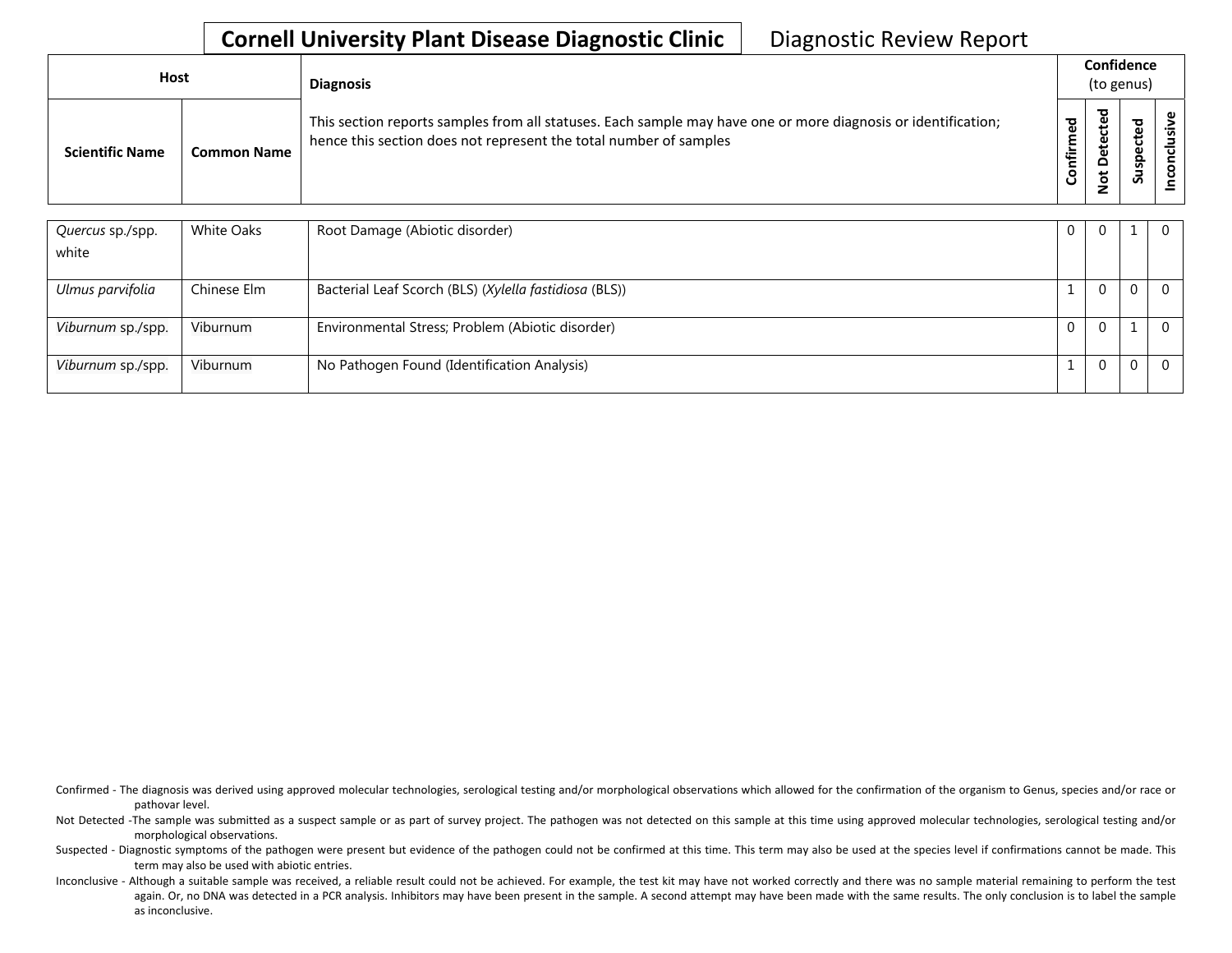**Cornell University Plant Disease Diagnostic Clinic** Diagnostic Review Report

| Host | | Diagnosis | Confidence (to genus) | | | |
|---|---|---|---|---|---|---|
| Scientific Name | Common Name | This section reports samples from all statuses. Each sample may have one or more diagnosis or identification; hence this section does not represent the total number of samples | Confirmed | Not Detected | Suspected | Inconclusive |
| *Quercus* sp./spp. white | White Oaks | Root Damage (Abiotic disorder) | 0 | 0 | 1 | 0 |
| *Ulmus parvifolia* | Chinese Elm | Bacterial Leaf Scorch (BLS) (*Xylella fastidiosa* (BLS)) | 1 | 0 | 0 | 0 |
| *Viburnum* sp./spp. | Viburnum | Environmental Stress; Problem (Abiotic disorder) | 0 | 0 | 1 | 0 |
| *Viburnum* sp./spp. | Viburnum | No Pathogen Found (Identification Analysis) | 1 | 0 | 0 | 0 |

Confirmed - The diagnosis was derived using approved molecular technologies, serological testing and/or morphological observations which allowed for the confirmation of the organism to Genus, species and/or race or pathovar level.

Not Detected -The sample was submitted as a suspect sample or as part of survey project. The pathogen was not detected on this sample at this time using approved molecular technologies, serological testing and/or morphological observations.

Suspected - Diagnostic symptoms of the pathogen were present but evidence of the pathogen could not be confirmed at this time. This term may also be used at the species level if confirmations cannot be made. This term may also be used with abiotic entries.

Inconclusive - Although a suitable sample was received, a reliable result could not be achieved. For example, the test kit may have not worked correctly and there was no sample material remaining to perform the test again. Or, no DNA was detected in a PCR analysis. Inhibitors may have been present in the sample. A second attempt may have been made with the same results. The only conclusion is to label the sample as inconclusive.